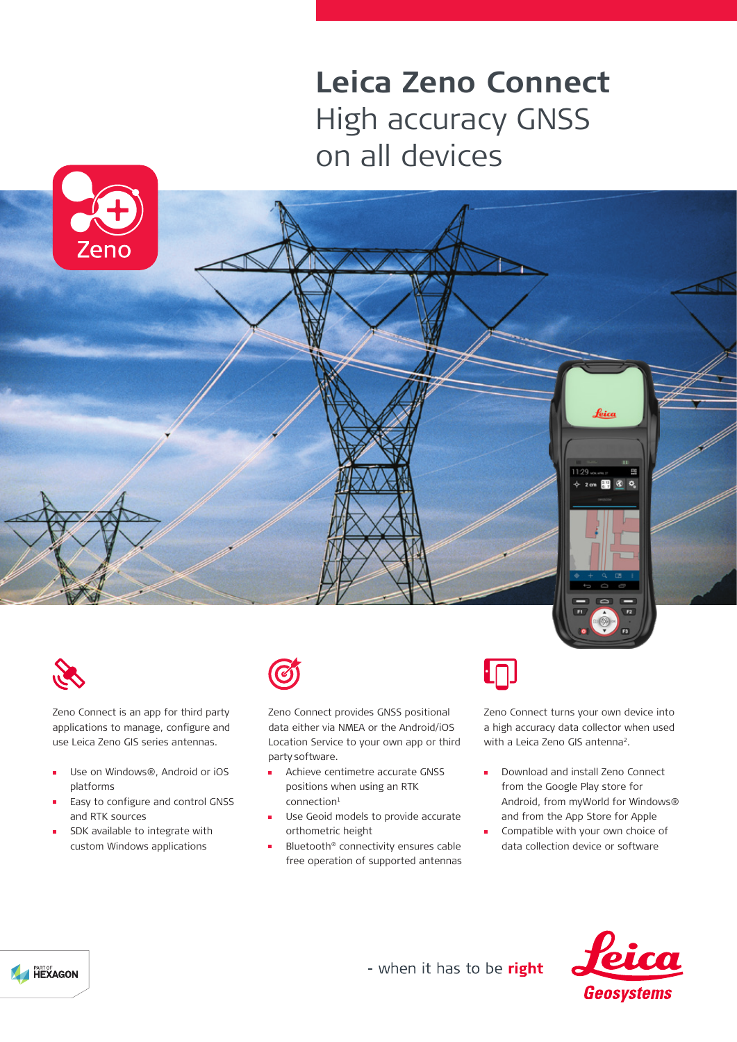# Leica Zeno Connect

## High accuracy GNSS on all devices

Zeno

Zeno Connect is an app for third party applications to manage, configure and use Leica Zeno GIS series antennas.

- Use on Windows®, Android or iOS platforms
- Easy to configure and control GNSS and RTK sources
- SDK available to integrate with custom Windows applications

Zeno Connect provides GNSS positional data either via NMEA or the Android/iOS Location Service to your own app or third party software.

- Achieve centimetre accurate GNSS positions when using an RTK connection[1]
- Use Geoid models to provide accurate orthometric height
- Bluetooth® connectivity ensures cable free operation of supported antennas

Zeno Connect turns your own device into a high accuracy data collector when used with a Leica Zeno GIS antenna[2].

- Download and install Zeno Connect from the Google Play store for Android, from myWorld for Windows® and from the App Store for Apple
- Compatible with your own choice of data collection device or software

PART OF HEXAGON

- when it has to be **right**

Leica Geosystems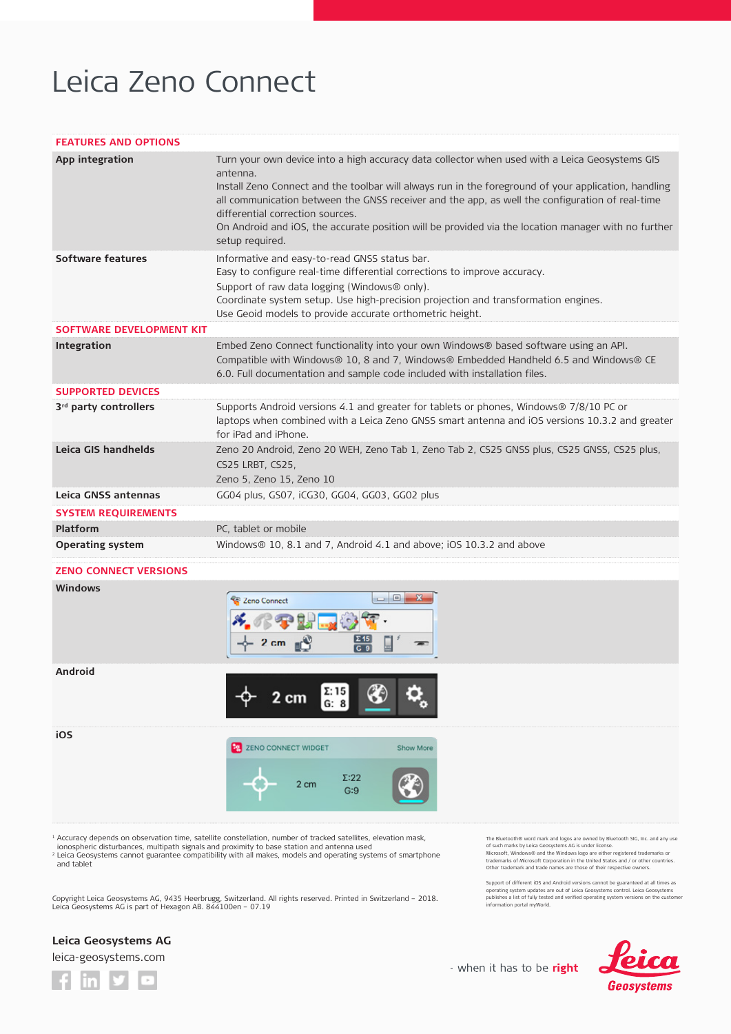# Leica Zeno Connect

| | |
|---|---|
| **FEATURES AND OPTIONS** | |
| **App integration** | Turn your own device into a high accuracy data collector when used with a Leica Geosystems GIS antenna.<br>Install Zeno Connect and the toolbar will always run in the foreground of your application, handling all communication between the GNSS receiver and the app, as well the configuration of real-time differential correction sources.<br>On Android and iOS, the accurate position will be provided via the location manager with no further setup required. |
| **Software features** | Informative and easy-to-read GNSS status bar.<br>Easy to configure real-time differential corrections to improve accuracy.<br>Support of raw data logging (Windows® only).<br>Coordinate system setup. Use high-precision projection and transformation engines.<br>Use Geoid models to provide accurate orthometric height. |
| **SOFTWARE DEVELOPMENT KIT** | |
| **Integration** | Embed Zeno Connect functionality into your own Windows® based software using an API.<br>Compatible with Windows® 10, 8 and 7, Windows® Embedded Handheld 6.5 and Windows® CE 6.0. Full documentation and sample code included with installation files. |
| **SUPPORTED DEVICES** | |
| **3rd party controllers** | Supports Android versions 4.1 and greater for tablets or phones, Windows® 7/8/10 PC or laptops when combined with a Leica Zeno GNSS smart antenna and iOS versions 10.3.2 and greater for iPad and iPhone. |
| **Leica GIS handhelds** | Zeno 20 Android, Zeno 20 WEH, Zeno Tab 1, Zeno Tab 2, CS25 GNSS plus, CS25 GNSS, CS25 plus, CS25 LRBT, CS25,<br>Zeno 5, Zeno 15, Zeno 10 |
| **Leica GNSS antennas** | GG04 plus, GS07, iCG30, GG04, GG03, GG02 plus |
| **SYSTEM REQUIREMENTS** | |
| **Platform** | PC, tablet or mobile |
| **Operating system** | Windows® 10, 8.1 and 7, Android 4.1 and above; iOS 10.3.2 and above |

## ZENO CONNECT VERSIONS

**Windows**

Zeno Connect

2 cm

Σ 15
G 9

**Android**

2 cm

Σ: 15
G: 8

**iOS**

ZENO CONNECT WIDGET

Show More

2 cm

Σ:22
G:9

[1] Accuracy depends on observation time, satellite constellation, number of tracked satellites, elevation mask, ionospheric disturbances, multipath signals and proximity to base station and antenna used
[2] Leica Geosystems cannot guarantee compatibility with all makes, models and operating systems of smartphone and tablet

The Bluetooth® word mark and logos are owned by Bluetooth SIG, Inc. and any use of such marks by Leica Geosystems AG is under license.
Microsoft, Windows® and the Windows logo are either registered trademarks or trademarks of Microsoft Corporation in the United States and / or other countries.
Other trademark and trade names are those of their respective owners.

Support of different iOS and Android versions cannot be guaranteed at all times as operating system updates are out of Leica Geosystems control. Leica Geosystems publishes a list of fully tested and verified operating system versions on the customer information portal myWorld.

Copyright Leica Geosystems AG, 9435 Heerbrugg, Switzerland. All rights reserved. Printed in Switzerland – 2018.
Leica Geosystems AG is part of Hexagon AB. 844100en – 07.19

**Leica Geosystems AG**
leica-geosystems.com

- when it has to be **right**

Leica Geosystems